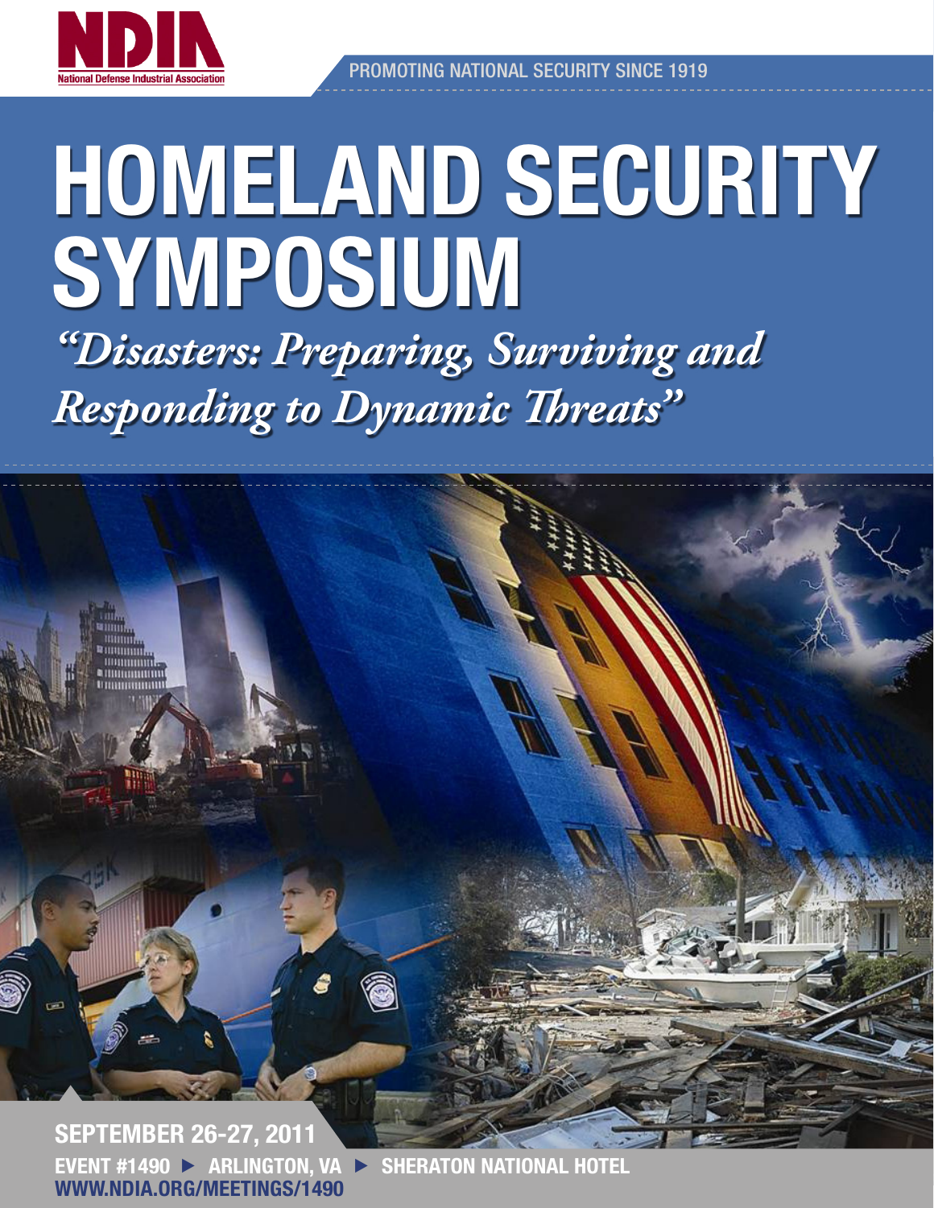NDIA

National Defense Industrial Association

PROMOTING NATIONAL SECURITY SINCE 1919

# HOMELAND SECURITY SYMPOSIUM

*"Disasters: Preparing, Surviving and Responding to Dynamic Threats"*

**SEPTEMBER 26-27, 2011**

**EVENT #1490 ▶ ARLINGTON, VA ▶ SHERATON NATIONAL HOTEL**

**WWW.NDIA.ORG/MEETINGS/1490**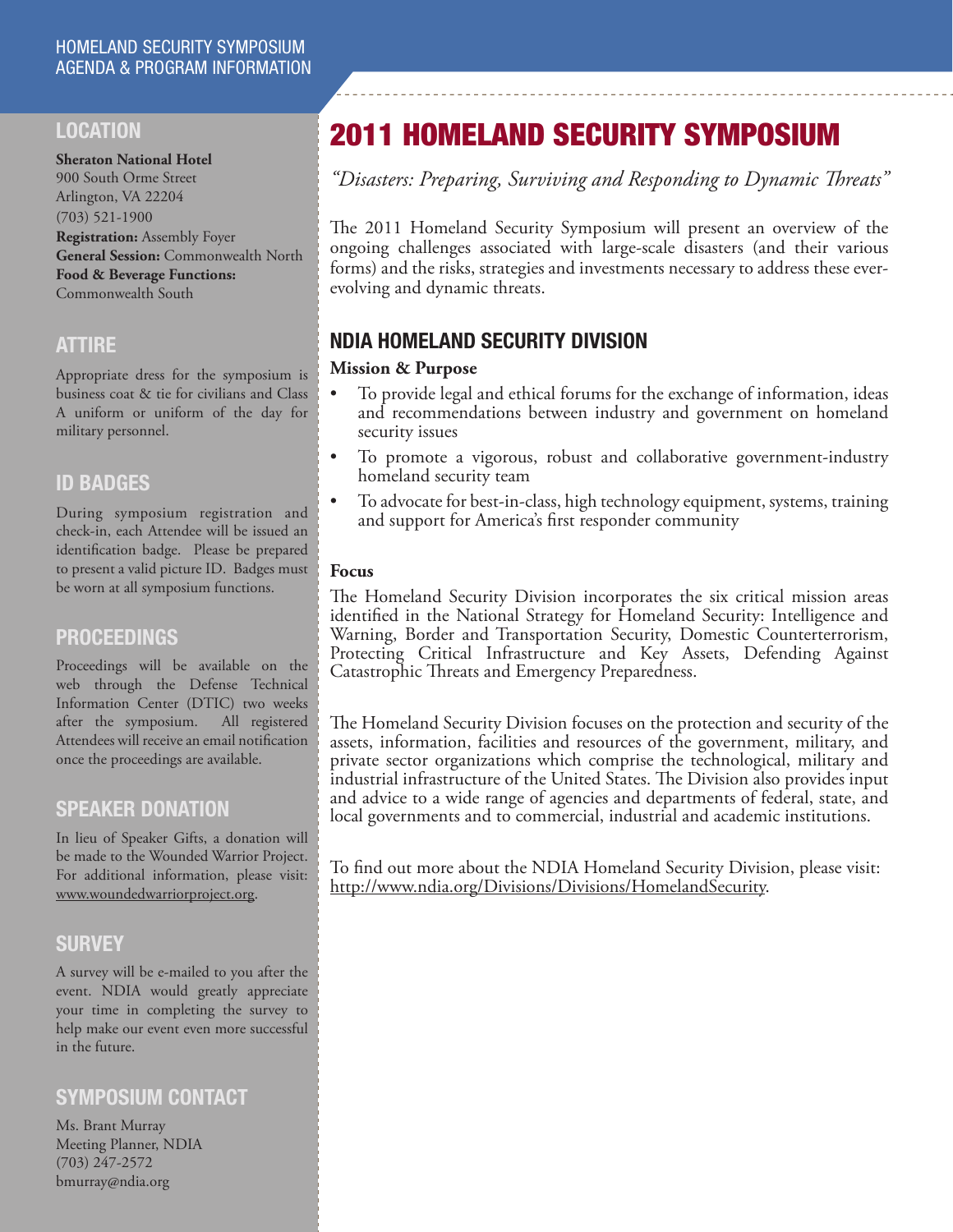# 2011 HOMELAND SECURITY SYMPOSIUM

*"Disasters: Preparing, Surviving and Responding to Dynamic Threats"*

The 2011 Homeland Security Symposium will present an overview of the ongoing challenges associated with large-scale disasters (and their various forms) and the risks, strategies and investments necessary to address these ever-evolving and dynamic threats.

## NDIA HOMELAND SECURITY DIVISION

**Mission & Purpose**

- To provide legal and ethical forums for the exchange of information, ideas and recommendations between industry and government on homeland security issues
- To promote a vigorous, robust and collaborative government-industry homeland security team
- To advocate for best-in-class, high technology equipment, systems, training and support for America's first responder community

**Focus**

The Homeland Security Division incorporates the six critical mission areas identified in the National Strategy for Homeland Security: Intelligence and Warning, Border and Transportation Security, Domestic Counterterrorism, Protecting Critical Infrastructure and Key Assets, Defending Against Catastrophic Threats and Emergency Preparedness.

The Homeland Security Division focuses on the protection and security of the assets, information, facilities and resources of the government, military, and private sector organizations which comprise the technological, military and industrial infrastructure of the United States. The Division also provides input and advice to a wide range of agencies and departments of federal, state, and local governments and to commercial, industrial and academic institutions.

To find out more about the NDIA Homeland Security Division, please visit: http://www.ndia.org/Divisions/Divisions/HomelandSecurity.

## LOCATION

**Sheraton National Hotel**
900 South Orme Street
Arlington, VA 22204
(703) 521-1900
**Registration:** Assembly Foyer
**General Session:** Commonwealth North
**Food & Beverage Functions:** Commonwealth South

## ATTIRE

Appropriate dress for the symposium is business coat & tie for civilians and Class A uniform or uniform of the day for military personnel.

## ID BADGES

During symposium registration and check-in, each Attendee will be issued an identification badge. Please be prepared to present a valid picture ID. Badges must be worn at all symposium functions.

## PROCEEDINGS

Proceedings will be available on the web through the Defense Technical Information Center (DTIC) two weeks after the symposium. All registered Attendees will receive an email notification once the proceedings are available.

## SPEAKER DONATION

In lieu of Speaker Gifts, a donation will be made to the Wounded Warrior Project. For additional information, please visit: www.woundedwarriorproject.org.

## SURVEY

A survey will be e-mailed to you after the event. NDIA would greatly appreciate your time in completing the survey to help make our event even more successful in the future.

## SYMPOSIUM CONTACT

Ms. Brant Murray
Meeting Planner, NDIA
(703) 247-2572
bmurray@ndia.org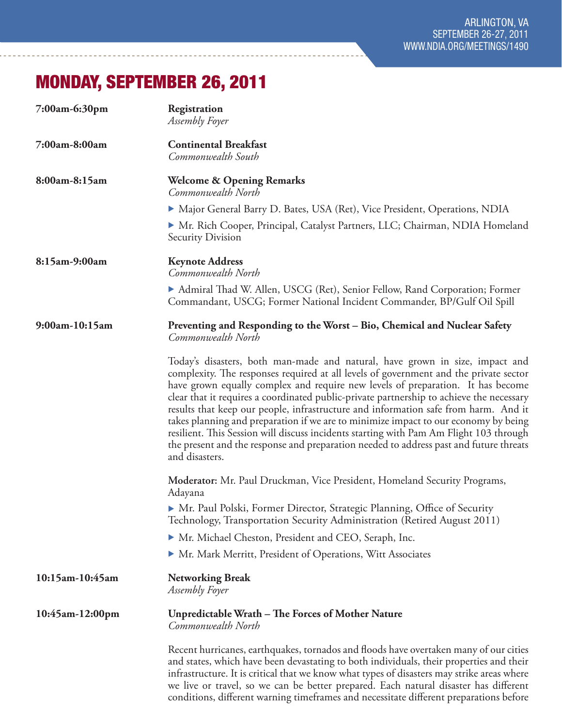# MONDAY, SEPTEMBER 26, 2011

**7:00am-6:30pm**

**Registration**
*Assembly Foyer*

**7:00am-8:00am**

**Continental Breakfast**
*Commonwealth South*

**8:00am-8:15am**

**Welcome & Opening Remarks**
*Commonwealth North*

- Major General Barry D. Bates, USA (Ret), Vice President, Operations, NDIA
- Mr. Rich Cooper, Principal, Catalyst Partners, LLC; Chairman, NDIA Homeland Security Division

**8:15am-9:00am**

**Keynote Address**
*Commonwealth North*

- Admiral Thad W. Allen, USCG (Ret), Senior Fellow, Rand Corporation; Former Commandant, USCG; Former National Incident Commander, BP/Gulf Oil Spill

**9:00am-10:15am**

**Preventing and Responding to the Worst – Bio, Chemical and Nuclear Safety**
*Commonwealth North*

Today's disasters, both man-made and natural, have grown in size, impact and complexity. The responses required at all levels of government and the private sector have grown equally complex and require new levels of preparation. It has become clear that it requires a coordinated public-private partnership to achieve the necessary results that keep our people, infrastructure and information safe from harm. And it takes planning and preparation if we are to minimize impact to our economy by being resilient. This Session will discuss incidents starting with Pam Am Flight 103 through the present and the response and preparation needed to address past and future threats and disasters.

**Moderator:** Mr. Paul Druckman, Vice President, Homeland Security Programs, Adayana

- Mr. Paul Polski, Former Director, Strategic Planning, Office of Security Technology, Transportation Security Administration (Retired August 2011)
- Mr. Michael Cheston, President and CEO, Seraph, Inc.
- Mr. Mark Merritt, President of Operations, Witt Associates

**10:15am-10:45am**

**Networking Break**
*Assembly Foyer*

**10:45am-12:00pm**

**Unpredictable Wrath – The Forces of Mother Nature**
*Commonwealth North*

Recent hurricanes, earthquakes, tornados and floods have overtaken many of our cities and states, which have been devastating to both individuals, their properties and their infrastructure. It is critical that we know what types of disasters may strike areas where we live or travel, so we can be better prepared. Each natural disaster has different conditions, different warning timeframes and necessitate different preparations before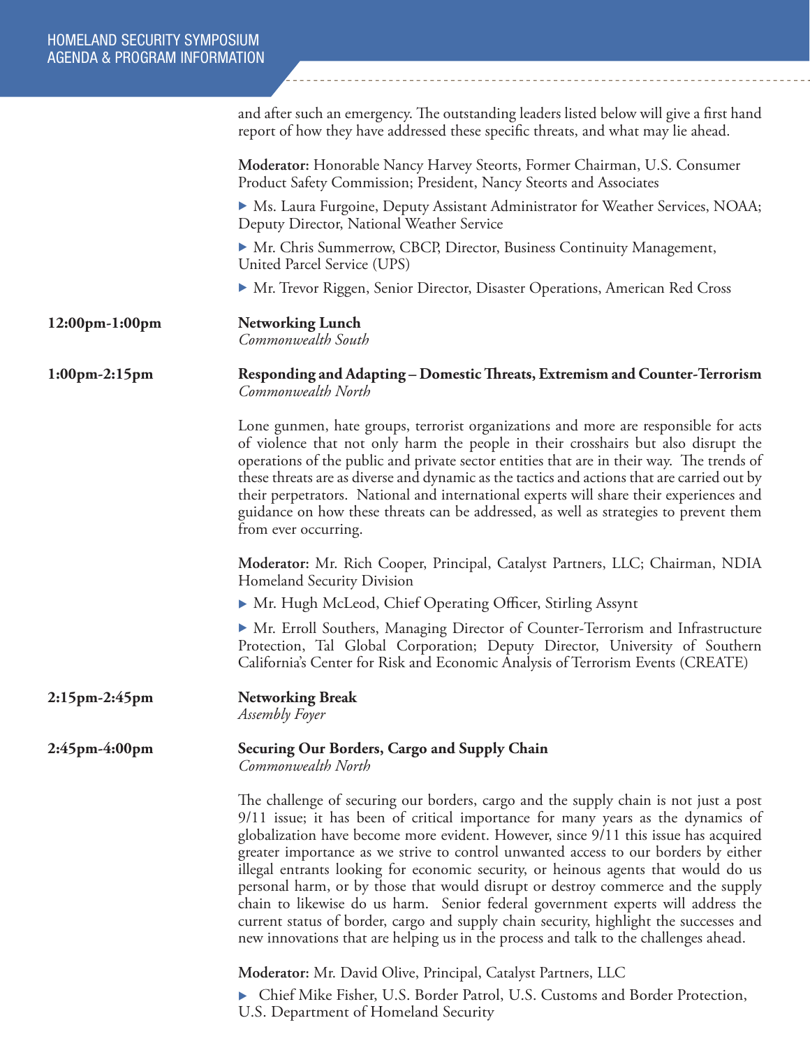and after such an emergency. The outstanding leaders listed below will give a first hand report of how they have addressed these specific threats, and what may lie ahead.

**Moderator:** Honorable Nancy Harvey Steorts, Former Chairman, U.S. Consumer Product Safety Commission; President, Nancy Steorts and Associates

- Ms. Laura Furgoine, Deputy Assistant Administrator for Weather Services, NOAA; Deputy Director, National Weather Service
- Mr. Chris Summerrow, CBCP, Director, Business Continuity Management, United Parcel Service (UPS)
- Mr. Trevor Riggen, Senior Director, Disaster Operations, American Red Cross

**12:00pm-1:00pm**

**Networking Lunch**
*Commonwealth South*

**1:00pm-2:15pm**

**Responding and Adapting – Domestic Threats, Extremism and Counter-Terrorism**
*Commonwealth North*

Lone gunmen, hate groups, terrorist organizations and more are responsible for acts of violence that not only harm the people in their crosshairs but also disrupt the operations of the public and private sector entities that are in their way. The trends of these threats are as diverse and dynamic as the tactics and actions that are carried out by their perpetrators. National and international experts will share their experiences and guidance on how these threats can be addressed, as well as strategies to prevent them from ever occurring.

**Moderator:** Mr. Rich Cooper, Principal, Catalyst Partners, LLC; Chairman, NDIA Homeland Security Division

- Mr. Hugh McLeod, Chief Operating Officer, Stirling Assynt
- Mr. Erroll Southers, Managing Director of Counter-Terrorism and Infrastructure Protection, Tal Global Corporation; Deputy Director, University of Southern California's Center for Risk and Economic Analysis of Terrorism Events (CREATE)

**2:15pm-2:45pm**

**Networking Break**
*Assembly Foyer*

**2:45pm-4:00pm**

**Securing Our Borders, Cargo and Supply Chain**
*Commonwealth North*

The challenge of securing our borders, cargo and the supply chain is not just a post 9/11 issue; it has been of critical importance for many years as the dynamics of globalization have become more evident. However, since 9/11 this issue has acquired greater importance as we strive to control unwanted access to our borders by either illegal entrants looking for economic security, or heinous agents that would do us personal harm, or by those that would disrupt or destroy commerce and the supply chain to likewise do us harm. Senior federal government experts will address the current status of border, cargo and supply chain security, highlight the successes and new innovations that are helping us in the process and talk to the challenges ahead.

**Moderator:** Mr. David Olive, Principal, Catalyst Partners, LLC

- Chief Mike Fisher, U.S. Border Patrol, U.S. Customs and Border Protection, U.S. Department of Homeland Security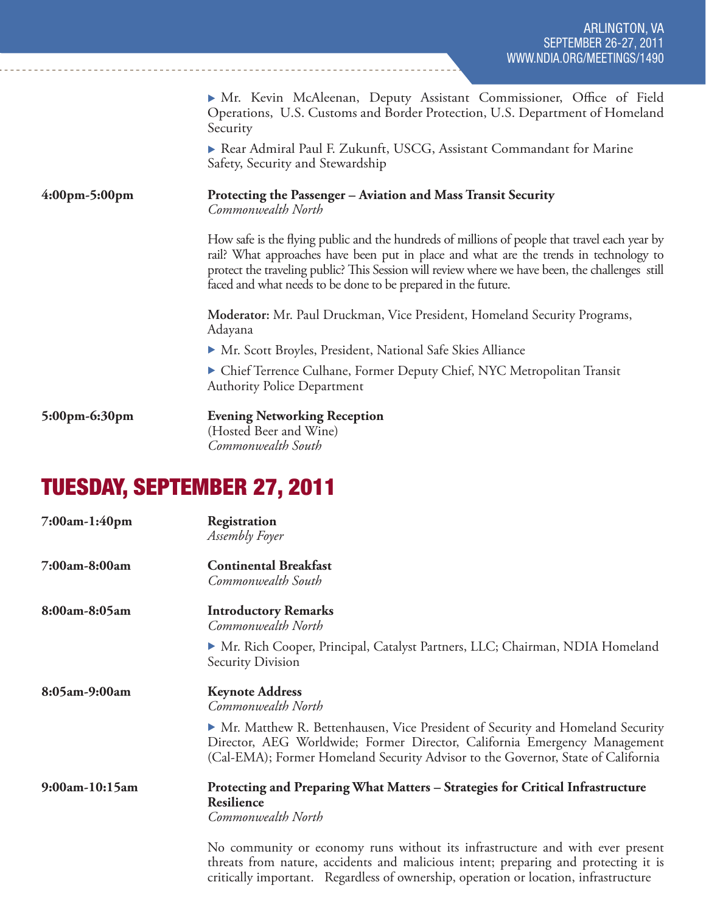- Mr. Kevin McAleenan, Deputy Assistant Commissioner, Office of Field Operations, U.S. Customs and Border Protection, U.S. Department of Homeland Security
- Rear Admiral Paul F. Zukunft, USCG, Assistant Commandant for Marine Safety, Security and Stewardship

**4:00pm-5:00pm** **Protecting the Passenger – Aviation and Mass Transit Security**
*Commonwealth North*

How safe is the flying public and the hundreds of millions of people that travel each year by rail? What approaches have been put in place and what are the trends in technology to protect the traveling public? This Session will review where we have been, the challenges still faced and what needs to be done to be prepared in the future.

**Moderator:** Mr. Paul Druckman, Vice President, Homeland Security Programs, Adayana

- Mr. Scott Broyles, President, National Safe Skies Alliance
- Chief Terrence Culhane, Former Deputy Chief, NYC Metropolitan Transit Authority Police Department

**5:00pm-6:30pm** **Evening Networking Reception**
(Hosted Beer and Wine)
*Commonwealth South*

## TUESDAY, SEPTEMBER 27, 2011

**7:00am-1:40pm** **Registration**
*Assembly Foyer*

**7:00am-8:00am** **Continental Breakfast**
*Commonwealth South*

**8:00am-8:05am** **Introductory Remarks**
*Commonwealth North*

- Mr. Rich Cooper, Principal, Catalyst Partners, LLC; Chairman, NDIA Homeland Security Division

**8:05am-9:00am** **Keynote Address**
*Commonwealth North*

- Mr. Matthew R. Bettenhausen, Vice President of Security and Homeland Security Director, AEG Worldwide; Former Director, California Emergency Management (Cal-EMA); Former Homeland Security Advisor to the Governor, State of California

**9:00am-10:15am** **Protecting and Preparing What Matters – Strategies for Critical Infrastructure Resilience**
*Commonwealth North*

No community or economy runs without its infrastructure and with ever present threats from nature, accidents and malicious intent; preparing and protecting it is critically important. Regardless of ownership, operation or location, infrastructure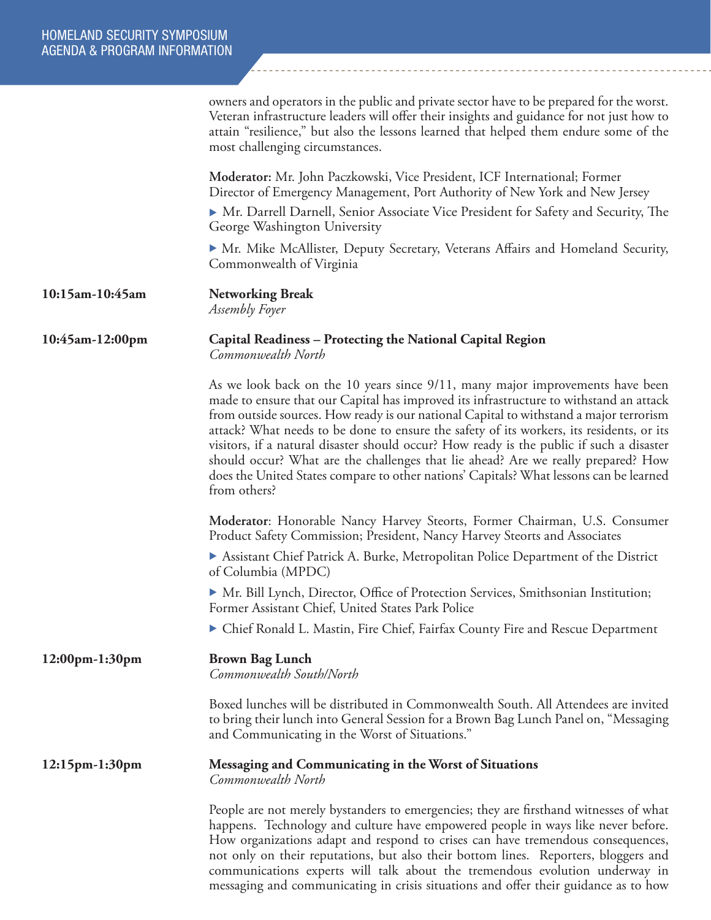owners and operators in the public and private sector have to be prepared for the worst. Veteran infrastructure leaders will offer their insights and guidance for not just how to attain "resilience," but also the lessons learned that helped them endure some of the most challenging circumstances.

**Moderator:** Mr. John Paczkowski, Vice President, ICF International; Former Director of Emergency Management, Port Authority of New York and New Jersey

- Mr. Darrell Darnell, Senior Associate Vice President for Safety and Security, The George Washington University
- Mr. Mike McAllister, Deputy Secretary, Veterans Affairs and Homeland Security, Commonwealth of Virginia

**10:15am-10:45am** — **Networking Break**
*Assembly Foyer*

**10:45am-12:00pm** — **Capital Readiness – Protecting the National Capital Region**
*Commonwealth North*

As we look back on the 10 years since 9/11, many major improvements have been made to ensure that our Capital has improved its infrastructure to withstand an attack from outside sources. How ready is our national Capital to withstand a major terrorism attack? What needs to be done to ensure the safety of its workers, its residents, or its visitors, if a natural disaster should occur? How ready is the public if such a disaster should occur? What are the challenges that lie ahead? Are we really prepared? How does the United States compare to other nations' Capitals? What lessons can be learned from others?

**Moderator**: Honorable Nancy Harvey Steorts, Former Chairman, U.S. Consumer Product Safety Commission; President, Nancy Harvey Steorts and Associates

- Assistant Chief Patrick A. Burke, Metropolitan Police Department of the District of Columbia (MPDC)
- Mr. Bill Lynch, Director, Office of Protection Services, Smithsonian Institution; Former Assistant Chief, United States Park Police
- Chief Ronald L. Mastin, Fire Chief, Fairfax County Fire and Rescue Department

**12:00pm-1:30pm** — **Brown Bag Lunch**
*Commonwealth South/North*

Boxed lunches will be distributed in Commonwealth South. All Attendees are invited to bring their lunch into General Session for a Brown Bag Lunch Panel on, "Messaging and Communicating in the Worst of Situations."

**12:15pm-1:30pm** — **Messaging and Communicating in the Worst of Situations**
*Commonwealth North*

People are not merely bystanders to emergencies; they are firsthand witnesses of what happens. Technology and culture have empowered people in ways like never before. How organizations adapt and respond to crises can have tremendous consequences, not only on their reputations, but also their bottom lines. Reporters, bloggers and communications experts will talk about the tremendous evolution underway in messaging and communicating in crisis situations and offer their guidance as to how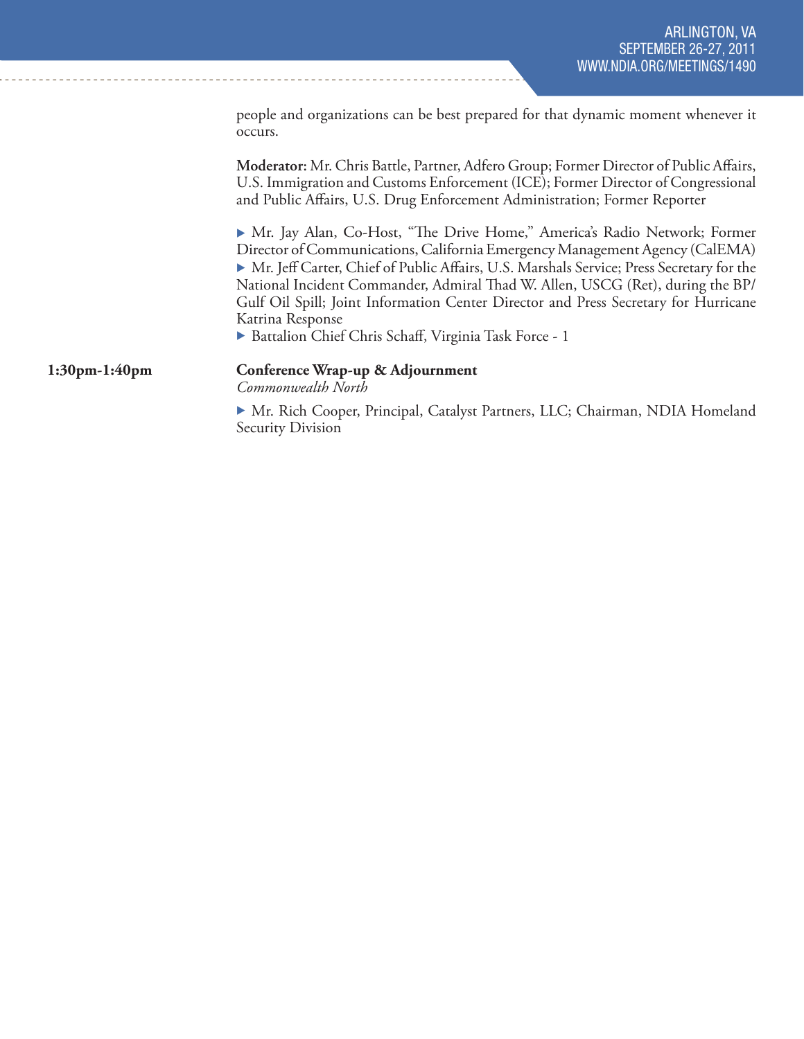people and organizations can be best prepared for that dynamic moment whenever it occurs.

**Moderator:** Mr. Chris Battle, Partner, Adfero Group; Former Director of Public Affairs, U.S. Immigration and Customs Enforcement (ICE); Former Director of Congressional and Public Affairs, U.S. Drug Enforcement Administration; Former Reporter

- Mr. Jay Alan, Co-Host, "The Drive Home," America's Radio Network; Former Director of Communications, California Emergency Management Agency (CalEMA)
- Mr. Jeff Carter, Chief of Public Affairs, U.S. Marshals Service; Press Secretary for the National Incident Commander, Admiral Thad W. Allen, USCG (Ret), during the BP/Gulf Oil Spill; Joint Information Center Director and Press Secretary for Hurricane Katrina Response
- Battalion Chief Chris Schaff, Virginia Task Force - 1

**1:30pm-1:40pm**

**Conference Wrap-up & Adjournment**
*Commonwealth North*

- Mr. Rich Cooper, Principal, Catalyst Partners, LLC; Chairman, NDIA Homeland Security Division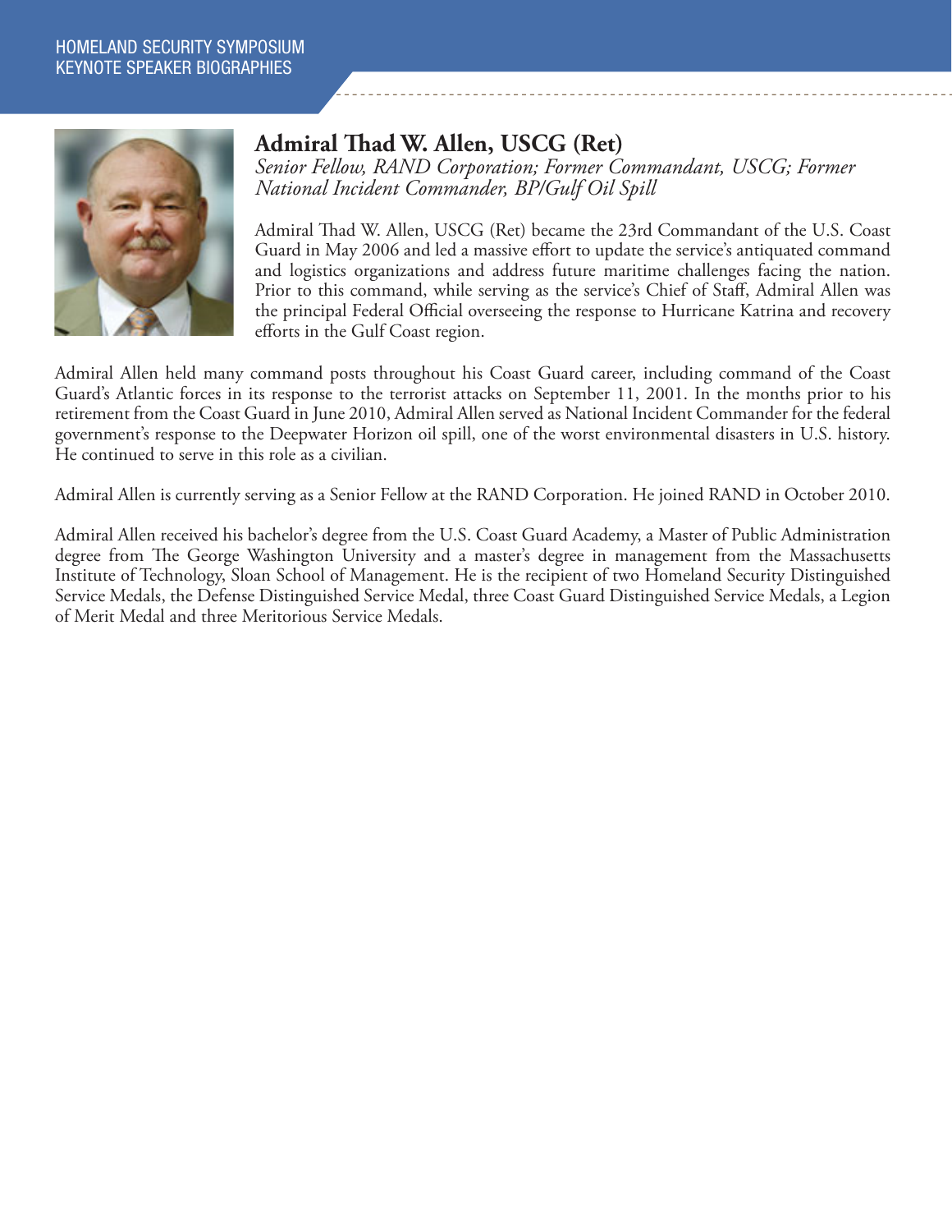# Admiral Thad W. Allen, USCG (Ret)

*Senior Fellow, RAND Corporation; Former Commandant, USCG; Former National Incident Commander, BP/Gulf Oil Spill*

Admiral Thad W. Allen, USCG (Ret) became the 23rd Commandant of the U.S. Coast Guard in May 2006 and led a massive effort to update the service's antiquated command and logistics organizations and address future maritime challenges facing the nation. Prior to this command, while serving as the service's Chief of Staff, Admiral Allen was the principal Federal Official overseeing the response to Hurricane Katrina and recovery efforts in the Gulf Coast region.

Admiral Allen held many command posts throughout his Coast Guard career, including command of the Coast Guard's Atlantic forces in its response to the terrorist attacks on September 11, 2001. In the months prior to his retirement from the Coast Guard in June 2010, Admiral Allen served as National Incident Commander for the federal government's response to the Deepwater Horizon oil spill, one of the worst environmental disasters in U.S. history. He continued to serve in this role as a civilian.

Admiral Allen is currently serving as a Senior Fellow at the RAND Corporation. He joined RAND in October 2010.

Admiral Allen received his bachelor's degree from the U.S. Coast Guard Academy, a Master of Public Administration degree from The George Washington University and a master's degree in management from the Massachusetts Institute of Technology, Sloan School of Management. He is the recipient of two Homeland Security Distinguished Service Medals, the Defense Distinguished Service Medal, three Coast Guard Distinguished Service Medals, a Legion of Merit Medal and three Meritorious Service Medals.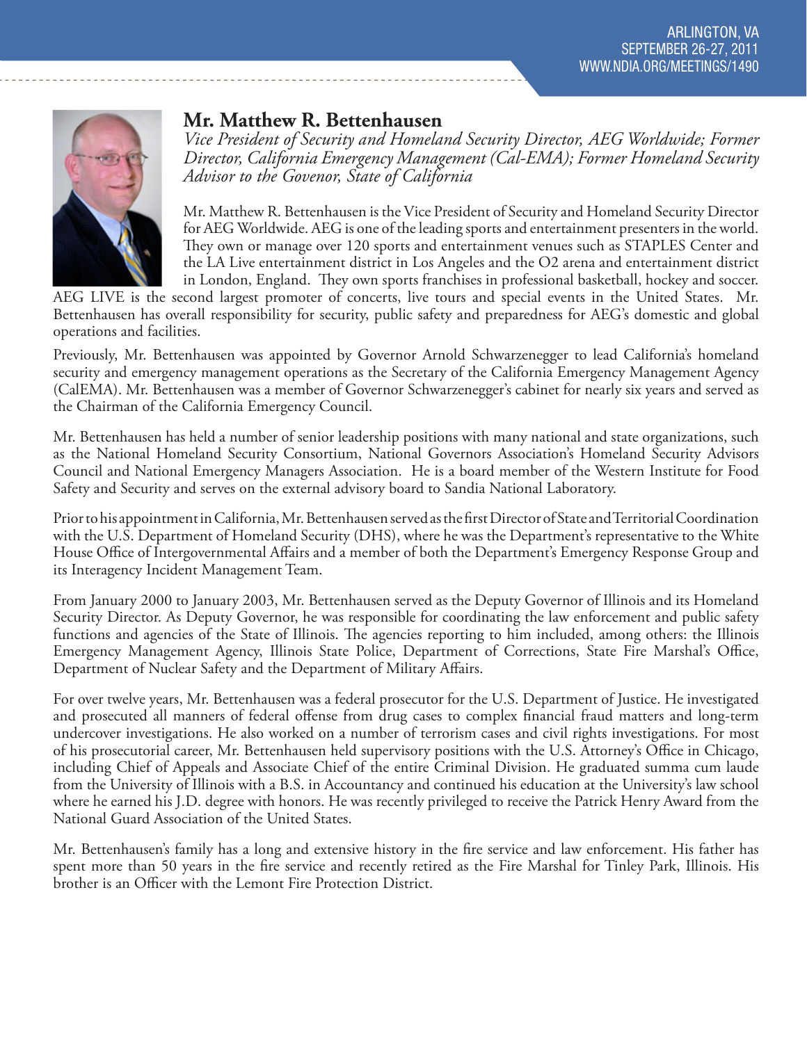## Mr. Matthew R. Bettenhausen

*Vice President of Security and Homeland Security Director, AEG Worldwide; Former Director, California Emergency Management (Cal-EMA); Former Homeland Security Advisor to the Govenor, State of California*

Mr. Matthew R. Bettenhausen is the Vice President of Security and Homeland Security Director for AEG Worldwide. AEG is one of the leading sports and entertainment presenters in the world. They own or manage over 120 sports and entertainment venues such as STAPLES Center and the LA Live entertainment district in Los Angeles and the O2 arena and entertainment district in London, England. They own sports franchises in professional basketball, hockey and soccer. AEG LIVE is the second largest promoter of concerts, live tours and special events in the United States. Mr. Bettenhausen has overall responsibility for security, public safety and preparedness for AEG's domestic and global operations and facilities.

Previously, Mr. Bettenhausen was appointed by Governor Arnold Schwarzenegger to lead California's homeland security and emergency management operations as the Secretary of the California Emergency Management Agency (CalEMA). Mr. Bettenhausen was a member of Governor Schwarzenegger's cabinet for nearly six years and served as the Chairman of the California Emergency Council.

Mr. Bettenhausen has held a number of senior leadership positions with many national and state organizations, such as the National Homeland Security Consortium, National Governors Association's Homeland Security Advisors Council and National Emergency Managers Association. He is a board member of the Western Institute for Food Safety and Security and serves on the external advisory board to Sandia National Laboratory.

Prior to his appointment in California, Mr. Bettenhausen served as the first Director of State and Territorial Coordination with the U.S. Department of Homeland Security (DHS), where he was the Department's representative to the White House Office of Intergovernmental Affairs and a member of both the Department's Emergency Response Group and its Interagency Incident Management Team.

From January 2000 to January 2003, Mr. Bettenhausen served as the Deputy Governor of Illinois and its Homeland Security Director. As Deputy Governor, he was responsible for coordinating the law enforcement and public safety functions and agencies of the State of Illinois. The agencies reporting to him included, among others: the Illinois Emergency Management Agency, Illinois State Police, Department of Corrections, State Fire Marshal's Office, Department of Nuclear Safety and the Department of Military Affairs.

For over twelve years, Mr. Bettenhausen was a federal prosecutor for the U.S. Department of Justice. He investigated and prosecuted all manners of federal offense from drug cases to complex financial fraud matters and long-term undercover investigations. He also worked on a number of terrorism cases and civil rights investigations. For most of his prosecutorial career, Mr. Bettenhausen held supervisory positions with the U.S. Attorney's Office in Chicago, including Chief of Appeals and Associate Chief of the entire Criminal Division. He graduated summa cum laude from the University of Illinois with a B.S. in Accountancy and continued his education at the University's law school where he earned his J.D. degree with honors. He was recently privileged to receive the Patrick Henry Award from the National Guard Association of the United States.

Mr. Bettenhausen's family has a long and extensive history in the fire service and law enforcement. His father has spent more than 50 years in the fire service and recently retired as the Fire Marshal for Tinley Park, Illinois. His brother is an Officer with the Lemont Fire Protection District.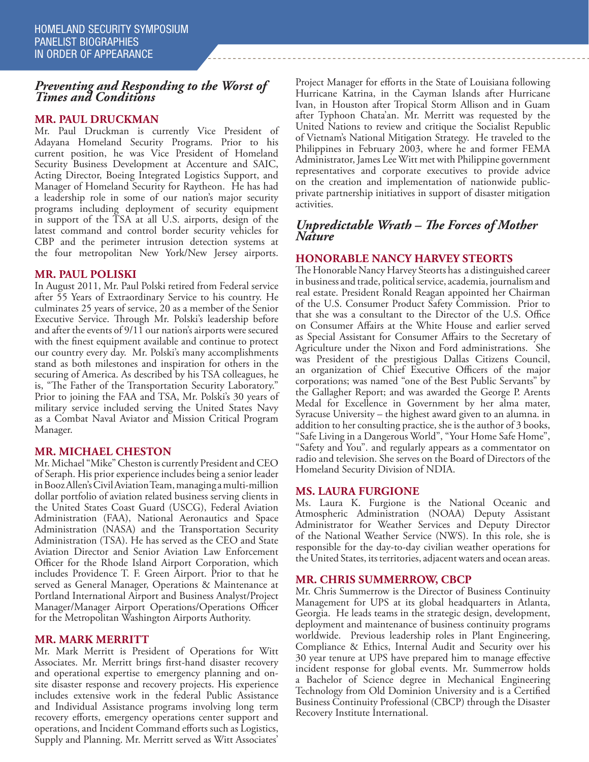HOMELAND SECURITY SYMPOSIUM
PANELIST BIOGRAPHIES
IN ORDER OF APPEARANCE

## *Preventing and Responding to the Worst of Times and Conditions*

### MR. PAUL DRUCKMAN

Mr. Paul Druckman is currently Vice President of Adayana Homeland Security Programs. Prior to his current position, he was Vice President of Homeland Security Business Development at Accenture and SAIC, Acting Director, Boeing Integrated Logistics Support, and Manager of Homeland Security for Raytheon. He has had a leadership role in some of our nation's major security programs including deployment of security equipment in support of the TSA at all U.S. airports, design of the latest command and control border security vehicles for CBP and the perimeter intrusion detection systems at the four metropolitan New York/New Jersey airports.

### MR. PAUL POLISKI

In August 2011, Mr. Paul Polski retired from Federal service after 55 Years of Extraordinary Service to his country. He culminates 25 years of service, 20 as a member of the Senior Executive Service. Through Mr. Polski's leadership before and after the events of 9/11 our nation's airports were secured with the finest equipment available and continue to protect our country every day. Mr. Polski's many accomplishments stand as both milestones and inspiration for others in the securing of America. As described by his TSA colleagues, he is, "The Father of the Transportation Security Laboratory." Prior to joining the FAA and TSA, Mr. Polski's 30 years of military service included serving the United States Navy as a Combat Naval Aviator and Mission Critical Program Manager.

### MR. MICHAEL CHESTON

Mr. Michael "Mike" Cheston is currently President and CEO of Seraph. His prior experience includes being a senior leader in Booz Allen's Civil Aviation Team, managing a multi-million dollar portfolio of aviation related business serving clients in the United States Coast Guard (USCG), Federal Aviation Administration (FAA), National Aeronautics and Space Administration (NASA) and the Transportation Security Administration (TSA). He has served as the CEO and State Aviation Director and Senior Aviation Law Enforcement Officer for the Rhode Island Airport Corporation, which includes Providence T. F. Green Airport. Prior to that he served as General Manager, Operations & Maintenance at Portland International Airport and Business Analyst/Project Manager/Manager Airport Operations/Operations Officer for the Metropolitan Washington Airports Authority.

### MR. MARK MERRITT

Mr. Mark Merritt is President of Operations for Witt Associates. Mr. Merritt brings first-hand disaster recovery and operational expertise to emergency planning and on-site disaster response and recovery projects. His experience includes extensive work in the federal Public Assistance and Individual Assistance programs involving long term recovery efforts, emergency operations center support and operations, and Incident Command efforts such as Logistics, Supply and Planning. Mr. Merritt served as Witt Associates' Project Manager for efforts in the State of Louisiana following Hurricane Katrina, in the Cayman Islands after Hurricane Ivan, in Houston after Tropical Storm Allison and in Guam after Typhoon Chata'an. Mr. Merritt was requested by the United Nations to review and critique the Socialist Republic of Vietnam's National Mitigation Strategy. He traveled to the Philippines in February 2003, where he and former FEMA Administrator, James Lee Witt met with Philippine government representatives and corporate executives to provide advice on the creation and implementation of nationwide public-private partnership initiatives in support of disaster mitigation activities.

## *Unpredictable Wrath – The Forces of Mother Nature*

### HONORABLE NANCY HARVEY STEORTS

The Honorable Nancy Harvey Steorts has a distinguished career in business and trade, political service, academia, journalism and real estate. President Ronald Reagan appointed her Chairman of the U.S. Consumer Product Safety Commission. Prior to that she was a consultant to the Director of the U.S. Office on Consumer Affairs at the White House and earlier served as Special Assistant for Consumer Affairs to the Secretary of Agriculture under the Nixon and Ford administrations. She was President of the prestigious Dallas Citizens Council, an organization of Chief Executive Officers of the major corporations; was named "one of the Best Public Servants" by the Gallagher Report; and was awarded the George P. Arents Medal for Excellence in Government by her alma mater, Syracuse University – the highest award given to an alumna. in addition to her consulting practice, she is the author of 3 books, "Safe Living in a Dangerous World", "Your Home Safe Home", "Safety and You". and regularly appears as a commentator on radio and television. She serves on the Board of Directors of the Homeland Security Division of NDIA.

### MS. LAURA FURGIONE

Ms. Laura K. Furgione is the National Oceanic and Atmospheric Administration (NOAA) Deputy Assistant Administrator for Weather Services and Deputy Director of the National Weather Service (NWS). In this role, she is responsible for the day-to-day civilian weather operations for the United States, its territories, adjacent waters and ocean areas.

### MR. CHRIS SUMMERROW, CBCP

Mr. Chris Summerrow is the Director of Business Continuity Management for UPS at its global headquarters in Atlanta, Georgia. He leads teams in the strategic design, development, deployment and maintenance of business continuity programs worldwide. Previous leadership roles in Plant Engineering, Compliance & Ethics, Internal Audit and Security over his 30 year tenure at UPS have prepared him to manage effective incident response for global events. Mr. Summerrow holds a Bachelor of Science degree in Mechanical Engineering Technology from Old Dominion University and is a Certified Business Continuity Professional (CBCP) through the Disaster Recovery Institute International.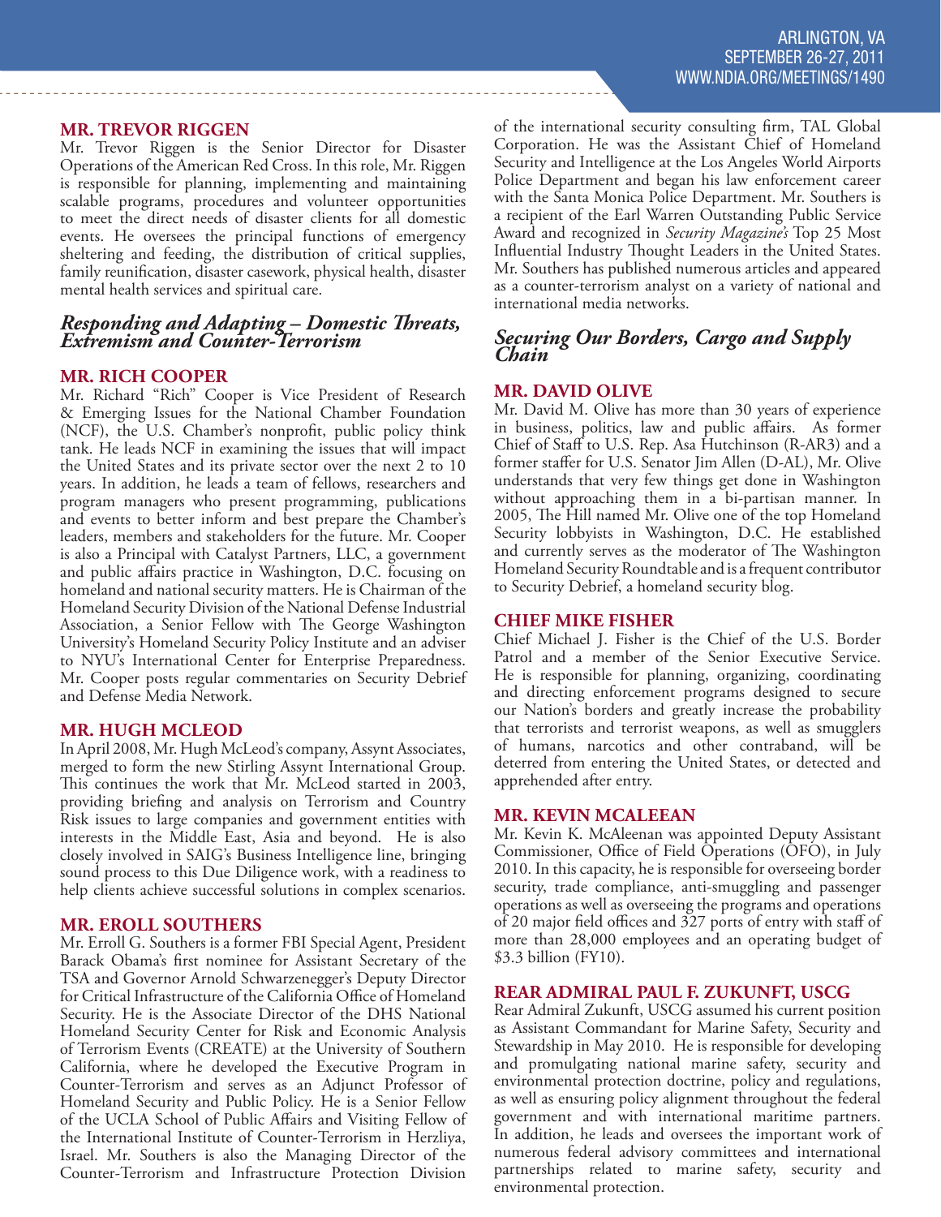**MR. TREVOR RIGGEN**

Mr. Trevor Riggen is the Senior Director for Disaster Operations of the American Red Cross. In this role, Mr. Riggen is responsible for planning, implementing and maintaining scalable programs, procedures and volunteer opportunities to meet the direct needs of disaster clients for all domestic events. He oversees the principal functions of emergency sheltering and feeding, the distribution of critical supplies, family reunification, disaster casework, physical health, disaster mental health services and spiritual care.

## *Responding and Adapting – Domestic Threats, Extremism and Counter-Terrorism*

**MR. RICH COOPER**

Mr. Richard "Rich" Cooper is Vice President of Research & Emerging Issues for the National Chamber Foundation (NCF), the U.S. Chamber's nonprofit, public policy think tank. He leads NCF in examining the issues that will impact the United States and its private sector over the next 2 to 10 years. In addition, he leads a team of fellows, researchers and program managers who present programming, publications and events to better inform and best prepare the Chamber's leaders, members and stakeholders for the future. Mr. Cooper is also a Principal with Catalyst Partners, LLC, a government and public affairs practice in Washington, D.C. focusing on homeland and national security matters. He is Chairman of the Homeland Security Division of the National Defense Industrial Association, a Senior Fellow with The George Washington University's Homeland Security Policy Institute and an adviser to NYU's International Center for Enterprise Preparedness. Mr. Cooper posts regular commentaries on Security Debrief and Defense Media Network.

**MR. HUGH MCLEOD**

In April 2008, Mr. Hugh McLeod's company, Assynt Associates, merged to form the new Stirling Assynt International Group. This continues the work that Mr. McLeod started in 2003, providing briefing and analysis on Terrorism and Country Risk issues to large companies and government entities with interests in the Middle East, Asia and beyond. He is also closely involved in SAIG's Business Intelligence line, bringing sound process to this Due Diligence work, with a readiness to help clients achieve successful solutions in complex scenarios.

**MR. EROLL SOUTHERS**

Mr. Erroll G. Southers is a former FBI Special Agent, President Barack Obama's first nominee for Assistant Secretary of the TSA and Governor Arnold Schwarzenegger's Deputy Director for Critical Infrastructure of the California Office of Homeland Security. He is the Associate Director of the DHS National Homeland Security Center for Risk and Economic Analysis of Terrorism Events (CREATE) at the University of Southern California, where he developed the Executive Program in Counter-Terrorism and serves as an Adjunct Professor of Homeland Security and Public Policy. He is a Senior Fellow of the UCLA School of Public Affairs and Visiting Fellow of the International Institute of Counter-Terrorism in Herzliya, Israel. Mr. Southers is also the Managing Director of the Counter-Terrorism and Infrastructure Protection Division of the international security consulting firm, TAL Global Corporation. He was the Assistant Chief of Homeland Security and Intelligence at the Los Angeles World Airports Police Department and began his law enforcement career with the Santa Monica Police Department. Mr. Southers is a recipient of the Earl Warren Outstanding Public Service Award and recognized in *Security Magazine's* Top 25 Most Influential Industry Thought Leaders in the United States. Mr. Southers has published numerous articles and appeared as a counter-terrorism analyst on a variety of national and international media networks.

## *Securing Our Borders, Cargo and Supply Chain*

**MR. DAVID OLIVE**

Mr. David M. Olive has more than 30 years of experience in business, politics, law and public affairs. As former Chief of Staff to U.S. Rep. Asa Hutchinson (R-AR3) and a former staffer for U.S. Senator Jim Allen (D-AL), Mr. Olive understands that very few things get done in Washington without approaching them in a bi-partisan manner. In 2005, The Hill named Mr. Olive one of the top Homeland Security lobbyists in Washington, D.C. He established and currently serves as the moderator of The Washington Homeland Security Roundtable and is a frequent contributor to Security Debrief, a homeland security blog.

**CHIEF MIKE FISHER**

Chief Michael J. Fisher is the Chief of the U.S. Border Patrol and a member of the Senior Executive Service. He is responsible for planning, organizing, coordinating and directing enforcement programs designed to secure our Nation's borders and greatly increase the probability that terrorists and terrorist weapons, as well as smugglers of humans, narcotics and other contraband, will be deterred from entering the United States, or detected and apprehended after entry.

**MR. KEVIN MCALEEAN**

Mr. Kevin K. McAleenan was appointed Deputy Assistant Commissioner, Office of Field Operations (OFO), in July 2010. In this capacity, he is responsible for overseeing border security, trade compliance, anti-smuggling and passenger operations as well as overseeing the programs and operations of 20 major field offices and 327 ports of entry with staff of more than 28,000 employees and an operating budget of $3.3 billion (FY10).

**REAR ADMIRAL PAUL F. ZUKUNFT, USCG**

Rear Admiral Zukunft, USCG assumed his current position as Assistant Commandant for Marine Safety, Security and Stewardship in May 2010. He is responsible for developing and promulgating national marine safety, security and environmental protection doctrine, policy and regulations, as well as ensuring policy alignment throughout the federal government and with international maritime partners. In addition, he leads and oversees the important work of numerous federal advisory committees and international partnerships related to marine safety, security and environmental protection.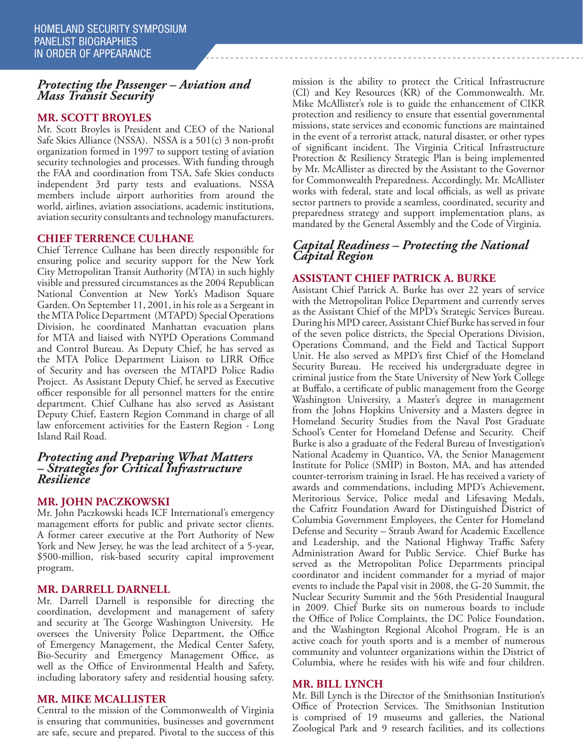HOMELAND SECURITY SYMPOSIUM
PANELIST BIOGRAPHIES
IN ORDER OF APPEARANCE

## *Protecting the Passenger – Aviation and Mass Transit Security*

### MR. SCOTT BROYLES

Mr. Scott Broyles is President and CEO of the National Safe Skies Alliance (NSSA). NSSA is a 501(c) 3 non-profit organization formed in 1997 to support testing of aviation security technologies and processes. With funding through the FAA and coordination from TSA, Safe Skies conducts independent 3rd party tests and evaluations. NSSA members include airport authorities from around the world, airlines, aviation associations, academic institutions, aviation security consultants and technology manufacturers.

### CHIEF TERRENCE CULHANE

Chief Terrence Culhane has been directly responsible for ensuring police and security support for the New York City Metropolitan Transit Authority (MTA) in such highly visible and pressured circumstances as the 2004 Republican National Convention at New York's Madison Square Garden. On September 11, 2001, in his role as a Sergeant in the MTA Police Department (MTAPD) Special Operations Division, he coordinated Manhattan evacuation plans for MTA and liaised with NYPD Operations Command and Control Bureau. As Deputy Chief, he has served as the MTA Police Department Liaison to LIRR Office of Security and has overseen the MTAPD Police Radio Project. As Assistant Deputy Chief, he served as Executive officer responsible for all personnel matters for the entire department. Chief Culhane has also served as Assistant Deputy Chief, Eastern Region Command in charge of all law enforcement activities for the Eastern Region - Long Island Rail Road.

## *Protecting and Preparing What Matters – Strategies for Critical Infrastructure Resilience*

### MR. JOHN PACZKOWSKI

Mr. John Paczkowski heads ICF International's emergency management efforts for public and private sector clients. A former career executive at the Port Authority of New York and New Jersey, he was the lead architect of a 5-year, $500-million, risk-based security capital improvement program.

### MR. DARRELL DARNELL

Mr. Darrell Darnell is responsible for directing the coordination, development and management of safety and security at The George Washington University. He oversees the University Police Department, the Office of Emergency Management, the Medical Center Safety, Bio-Security and Emergency Management Office, as well as the Office of Environmental Health and Safety, including laboratory safety and residential housing safety.

### MR. MIKE MCALLISTER

Central to the mission of the Commonwealth of Virginia is ensuring that communities, businesses and government are safe, secure and prepared. Pivotal to the success of this mission is the ability to protect the Critical Infrastructure (CI) and Key Resources (KR) of the Commonwealth. Mr. Mike McAllister's role is to guide the enhancement of CIKR protection and resiliency to ensure that essential governmental missions, state services and economic functions are maintained in the event of a terrorist attack, natural disaster, or other types of significant incident. The Virginia Critical Infrastructure Protection & Resiliency Strategic Plan is being implemented by Mr. McAllister as directed by the Assistant to the Governor for Commonwealth Preparedness. Accordingly, Mr. McAllister works with federal, state and local officials, as well as private sector partners to provide a seamless, coordinated, security and preparedness strategy and support implementation plans, as mandated by the General Assembly and the Code of Virginia.

## *Capital Readiness – Protecting the National Capital Region*

### ASSISTANT CHIEF PATRICK A. BURKE

Assistant Chief Patrick A. Burke has over 22 years of service with the Metropolitan Police Department and currently serves as the Assistant Chief of the MPD's Strategic Services Bureau. During his MPD career, Assistant Chief Burke has served in four of the seven police districts, the Special Operations Division, Operations Command, and the Field and Tactical Support Unit. He also served as MPD's first Chief of the Homeland Security Bureau. He received his undergraduate degree in criminal justice from the State University of New York College at Buffalo, a certificate of public management from the George Washington University, a Master's degree in management from the Johns Hopkins University and a Masters degree in Homeland Security Studies from the Naval Post Graduate School's Center for Homeland Defense and Security. Cheif Burke is also a graduate of the Federal Bureau of Investigation's National Academy in Quantico, VA, the Senior Management Institute for Police (SMIP) in Boston, MA, and has attended counter-terrorism training in Israel. He has received a variety of awards and commendations, including MPD's Achievement, Meritorious Service, Police medal and Lifesaving Medals, the Cafritz Foundation Award for Distinguished District of Columbia Government Employees, the Center for Homeland Defense and Security – Straub Award for Academic Excellence and Leadership, and the National Highway Traffic Safety Administration Award for Public Service. Chief Burke has served as the Metropolitan Police Departments principal coordinator and incident commander for a myriad of major events to include the Papal visit in 2008, the G-20 Summit, the Nuclear Security Summit and the 56th Presidential Inaugural in 2009. Chief Burke sits on numerous boards to include the Office of Police Complaints, the DC Police Foundation, and the Washington Regional Alcohol Program. He is an active coach for youth sports and is a member of numerous community and volunteer organizations within the District of Columbia, where he resides with his wife and four children.

### MR. BILL LYNCH

Mr. Bill Lynch is the Director of the Smithsonian Institution's Office of Protection Services. The Smithsonian Institution is comprised of 19 museums and galleries, the National Zoological Park and 9 research facilities, and its collections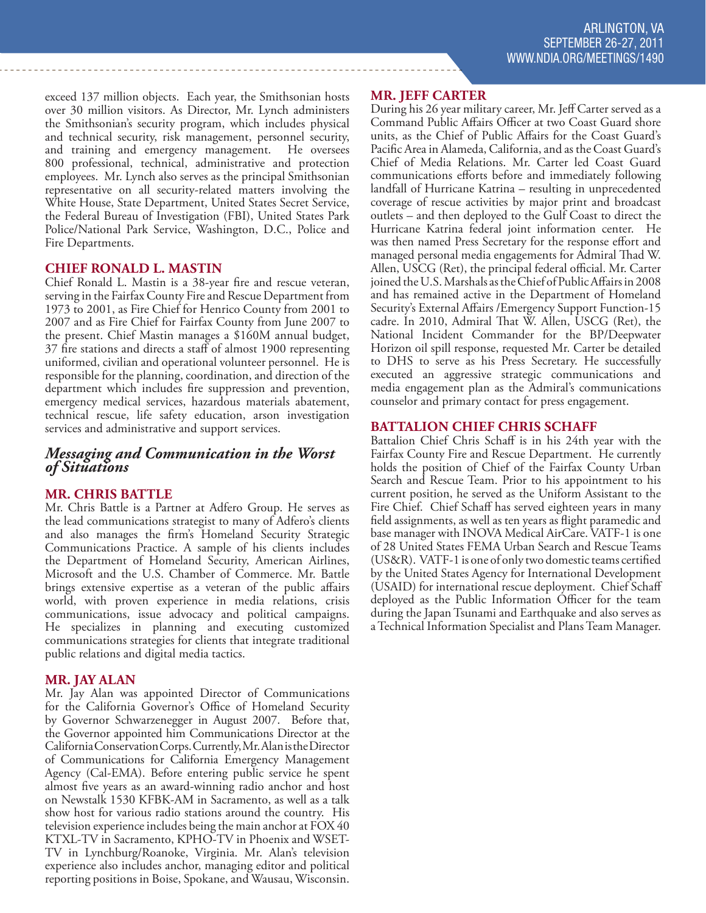exceed 137 million objects. Each year, the Smithsonian hosts over 30 million visitors. As Director, Mr. Lynch administers the Smithsonian's security program, which includes physical and technical security, risk management, personnel security, and training and emergency management. He oversees 800 professional, technical, administrative and protection employees. Mr. Lynch also serves as the principal Smithsonian representative on all security-related matters involving the White House, State Department, United States Secret Service, the Federal Bureau of Investigation (FBI), United States Park Police/National Park Service, Washington, D.C., Police and Fire Departments.

**CHIEF RONALD L. MASTIN**

Chief Ronald L. Mastin is a 38-year fire and rescue veteran, serving in the Fairfax County Fire and Rescue Department from 1973 to 2001, as Fire Chief for Henrico County from 2001 to 2007 and as Fire Chief for Fairfax County from June 2007 to the present. Chief Mastin manages a $160M annual budget, 37 fire stations and directs a staff of almost 1900 representing uniformed, civilian and operational volunteer personnel. He is responsible for the planning, coordination, and direction of the department which includes fire suppression and prevention, emergency medical services, hazardous materials abatement, technical rescue, life safety education, arson investigation services and administrative and support services.

## *Messaging and Communication in the Worst of Situations*

**MR. CHRIS BATTLE**

Mr. Chris Battle is a Partner at Adfero Group. He serves as the lead communications strategist to many of Adfero's clients and also manages the firm's Homeland Security Strategic Communications Practice. A sample of his clients includes the Department of Homeland Security, American Airlines, Microsoft and the U.S. Chamber of Commerce. Mr. Battle brings extensive expertise as a veteran of the public affairs world, with proven experience in media relations, crisis communications, issue advocacy and political campaigns. He specializes in planning and executing customized communications strategies for clients that integrate traditional public relations and digital media tactics.

**MR. JAY ALAN**

Mr. Jay Alan was appointed Director of Communications for the California Governor's Office of Homeland Security by Governor Schwarzenegger in August 2007. Before that, the Governor appointed him Communications Director at the California Conservation Corps. Currently, Mr. Alan is the Director of Communications for California Emergency Management Agency (Cal-EMA). Before entering public service he spent almost five years as an award-winning radio anchor and host on Newstalk 1530 KFBK-AM in Sacramento, as well as a talk show host for various radio stations around the country. His television experience includes being the main anchor at FOX 40 KTXL-TV in Sacramento, KPHO-TV in Phoenix and WSET-TV in Lynchburg/Roanoke, Virginia. Mr. Alan's television experience also includes anchor, managing editor and political reporting positions in Boise, Spokane, and Wausau, Wisconsin.

**MR. JEFF CARTER**

During his 26 year military career, Mr. Jeff Carter served as a Command Public Affairs Officer at two Coast Guard shore units, as the Chief of Public Affairs for the Coast Guard's Pacific Area in Alameda, California, and as the Coast Guard's Chief of Media Relations. Mr. Carter led Coast Guard communications efforts before and immediately following landfall of Hurricane Katrina – resulting in unprecedented coverage of rescue activities by major print and broadcast outlets – and then deployed to the Gulf Coast to direct the Hurricane Katrina federal joint information center. He was then named Press Secretary for the response effort and managed personal media engagements for Admiral Thad W. Allen, USCG (Ret), the principal federal official. Mr. Carter joined the U.S. Marshals as the Chief of Public Affairs in 2008 and has remained active in the Department of Homeland Security's External Affairs /Emergency Support Function-15 cadre. In 2010, Admiral That W. Allen, USCG (Ret), the National Incident Commander for the BP/Deepwater Horizon oil spill response, requested Mr. Carter be detailed to DHS to serve as his Press Secretary. He successfully executed an aggressive strategic communications and media engagement plan as the Admiral's communications counselor and primary contact for press engagement.

**BATTALION CHIEF CHRIS SCHAFF**

Battalion Chief Chris Schaff is in his 24th year with the Fairfax County Fire and Rescue Department. He currently holds the position of Chief of the Fairfax County Urban Search and Rescue Team. Prior to his appointment to his current position, he served as the Uniform Assistant to the Fire Chief. Chief Schaff has served eighteen years in many field assignments, as well as ten years as flight paramedic and base manager with INOVA Medical AirCare. VATF-1 is one of 28 United States FEMA Urban Search and Rescue Teams (US&R). VATF-1 is one of only two domestic teams certified by the United States Agency for International Development (USAID) for international rescue deployment. Chief Schaff deployed as the Public Information Officer for the team during the Japan Tsunami and Earthquake and also serves as a Technical Information Specialist and Plans Team Manager.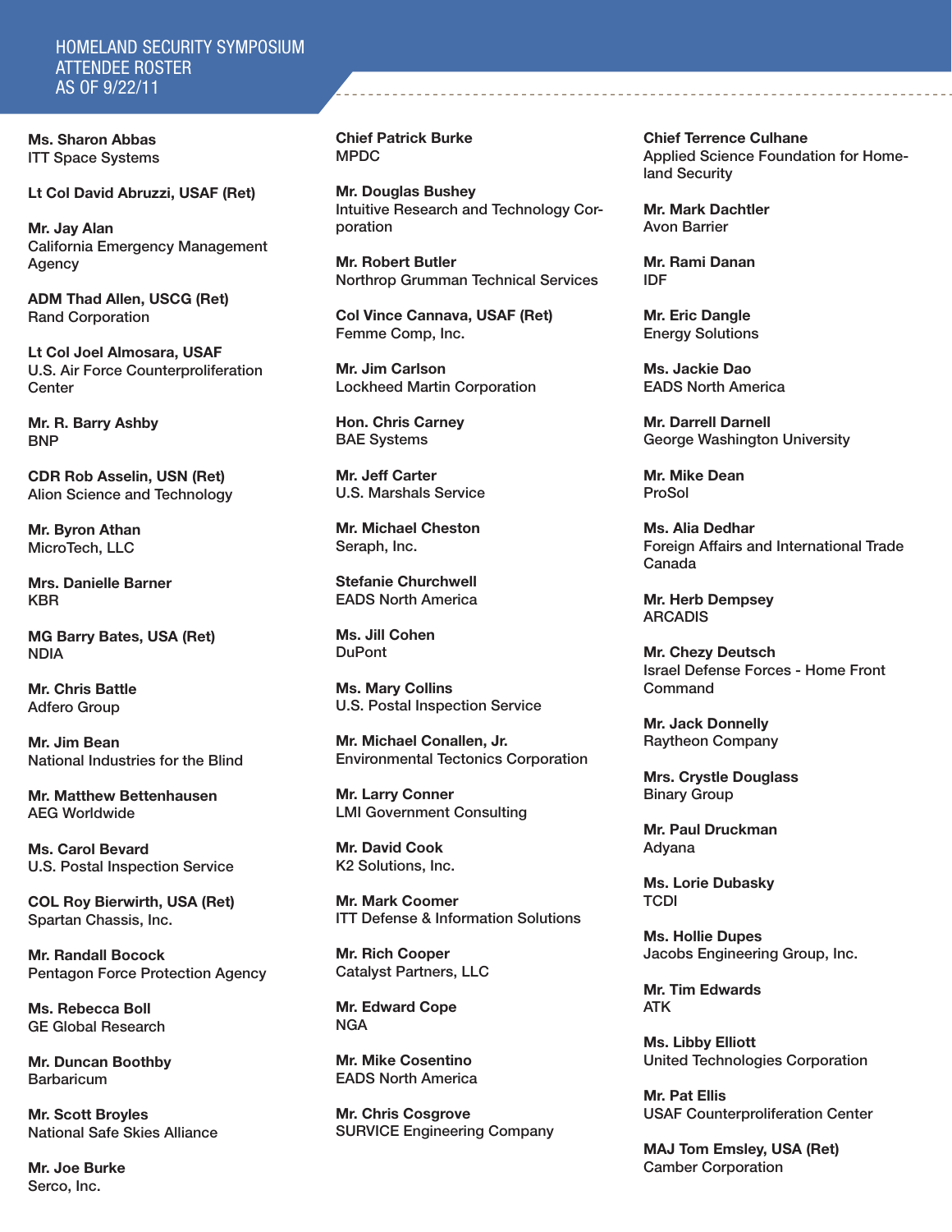# HOMELAND SECURITY SYMPOSIUM ATTENDEE ROSTER AS OF 9/22/11

**Ms. Sharon Abbas**
ITT Space Systems

**Lt Col David Abruzzi, USAF (Ret)**

**Mr. Jay Alan**
California Emergency Management Agency

**ADM Thad Allen, USCG (Ret)**
Rand Corporation

**Lt Col Joel Almosara, USAF**
U.S. Air Force Counterproliferation Center

**Mr. R. Barry Ashby**
BNP

**CDR Rob Asselin, USN (Ret)**
Alion Science and Technology

**Mr. Byron Athan**
MicroTech, LLC

**Mrs. Danielle Barner**
KBR

**MG Barry Bates, USA (Ret)**
NDIA

**Mr. Chris Battle**
Adfero Group

**Mr. Jim Bean**
National Industries for the Blind

**Mr. Matthew Bettenhausen**
AEG Worldwide

**Ms. Carol Bevard**
U.S. Postal Inspection Service

**COL Roy Bierwirth, USA (Ret)**
Spartan Chassis, Inc.

**Mr. Randall Bocock**
Pentagon Force Protection Agency

**Ms. Rebecca Boll**
GE Global Research

**Mr. Duncan Boothby**
Barbaricum

**Mr. Scott Broyles**
National Safe Skies Alliance

**Mr. Joe Burke**
Serco, Inc.

**Chief Patrick Burke**
MPDC

**Mr. Douglas Bushey**
Intuitive Research and Technology Corporation

**Mr. Robert Butler**
Northrop Grumman Technical Services

**Col Vince Cannava, USAF (Ret)**
Femme Comp, Inc.

**Mr. Jim Carlson**
Lockheed Martin Corporation

**Hon. Chris Carney**
BAE Systems

**Mr. Jeff Carter**
U.S. Marshals Service

**Mr. Michael Cheston**
Seraph, Inc.

**Stefanie Churchwell**
EADS North America

**Ms. Jill Cohen**
DuPont

**Ms. Mary Collins**
U.S. Postal Inspection Service

**Mr. Michael Conallen, Jr.**
Environmental Tectonics Corporation

**Mr. Larry Conner**
LMI Government Consulting

**Mr. David Cook**
K2 Solutions, Inc.

**Mr. Mark Coomer**
ITT Defense & Information Solutions

**Mr. Rich Cooper**
Catalyst Partners, LLC

**Mr. Edward Cope**
NGA

**Mr. Mike Cosentino**
EADS North America

**Mr. Chris Cosgrove**
SURVICE Engineering Company

**Chief Terrence Culhane**
Applied Science Foundation for Homeland Security

**Mr. Mark Dachtler**
Avon Barrier

**Mr. Rami Danan**
IDF

**Mr. Eric Dangle**
Energy Solutions

**Ms. Jackie Dao**
EADS North America

**Mr. Darrell Darnell**
George Washington University

**Mr. Mike Dean**
ProSol

**Ms. Alia Dedhar**
Foreign Affairs and International Trade Canada

**Mr. Herb Dempsey**
ARCADIS

**Mr. Chezy Deutsch**
Israel Defense Forces - Home Front Command

**Mr. Jack Donnelly**
Raytheon Company

**Mrs. Crystle Douglass**
Binary Group

**Mr. Paul Druckman**
Adyana

**Ms. Lorie Dubasky**
TCDI

**Ms. Hollie Dupes**
Jacobs Engineering Group, Inc.

**Mr. Tim Edwards**
ATK

**Ms. Libby Elliott**
United Technologies Corporation

**Mr. Pat Ellis**
USAF Counterproliferation Center

**MAJ Tom Emsley, USA (Ret)**
Camber Corporation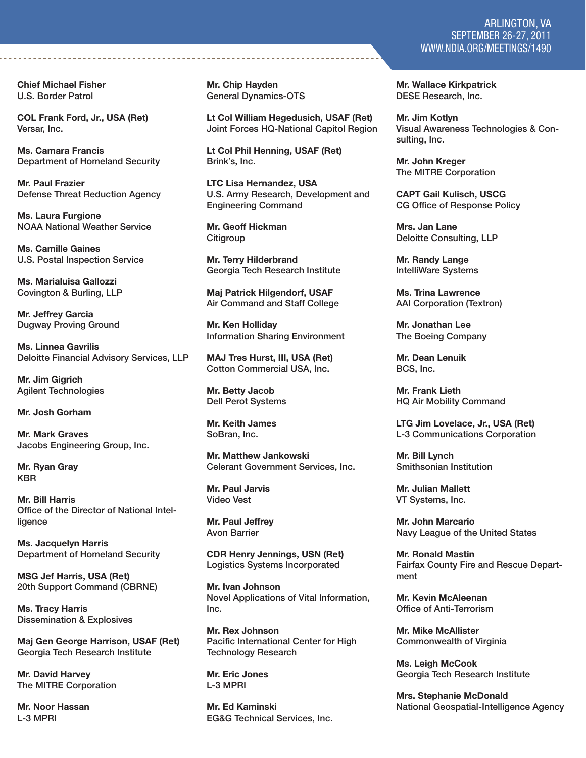**Chief Michael Fisher**
U.S. Border Patrol

**COL Frank Ford, Jr., USA (Ret)**
Versar, Inc.

**Ms. Camara Francis**
Department of Homeland Security

**Mr. Paul Frazier**
Defense Threat Reduction Agency

**Ms. Laura Furgione**
NOAA National Weather Service

**Ms. Camille Gaines**
U.S. Postal Inspection Service

**Ms. Marialuisa Gallozzi**
Covington & Burling, LLP

**Mr. Jeffrey Garcia**
Dugway Proving Ground

**Ms. Linnea Gavrilis**
Deloitte Financial Advisory Services, LLP

**Mr. Jim Gigrich**
Agilent Technologies

**Mr. Josh Gorham**

**Mr. Mark Graves**
Jacobs Engineering Group, Inc.

**Mr. Ryan Gray**
KBR

**Mr. Bill Harris**
Office of the Director of National Intelligence

**Ms. Jacquelyn Harris**
Department of Homeland Security

**MSG Jef Harris, USA (Ret)**
20th Support Command (CBRNE)

**Ms. Tracy Harris**
Dissemination & Explosives

**Maj Gen George Harrison, USAF (Ret)**
Georgia Tech Research Institute

**Mr. David Harvey**
The MITRE Corporation

**Mr. Noor Hassan**
L-3 MPRI

**Mr. Chip Hayden**
General Dynamics-OTS

**Lt Col William Hegedusich, USAF (Ret)**
Joint Forces HQ-National Capitol Region

**Lt Col Phil Henning, USAF (Ret)**
Brink's, Inc.

**LTC Lisa Hernandez, USA**
U.S. Army Research, Development and Engineering Command

**Mr. Geoff Hickman**
Citigroup

**Mr. Terry Hilderbrand**
Georgia Tech Research Institute

**Maj Patrick Hilgendorf, USAF**
Air Command and Staff College

**Mr. Ken Holliday**
Information Sharing Environment

**MAJ Tres Hurst, III, USA (Ret)**
Cotton Commercial USA, Inc.

**Mr. Betty Jacob**
Dell Perot Systems

**Mr. Keith James**
SoBran, Inc.

**Mr. Matthew Jankowski**
Celerant Government Services, Inc.

**Mr. Paul Jarvis**
Video Vest

**Mr. Paul Jeffrey**
Avon Barrier

**CDR Henry Jennings, USN (Ret)**
Logistics Systems Incorporated

**Mr. Ivan Johnson**
Novel Applications of Vital Information, Inc.

**Mr. Rex Johnson**
Pacific International Center for High Technology Research

**Mr. Eric Jones**
L-3 MPRI

**Mr. Ed Kaminski**
EG&G Technical Services, Inc.

**Mr. Wallace Kirkpatrick**
DESE Research, Inc.

**Mr. Jim Kotlyn**
Visual Awareness Technologies & Consulting, Inc.

**Mr. John Kreger**
The MITRE Corporation

**CAPT Gail Kulisch, USCG**
CG Office of Response Policy

**Mrs. Jan Lane**
Deloitte Consulting, LLP

**Mr. Randy Lange**
IntelliWare Systems

**Ms. Trina Lawrence**
AAI Corporation (Textron)

**Mr. Jonathan Lee**
The Boeing Company

**Mr. Dean Lenuik**
BCS, Inc.

**Mr. Frank Lieth**
HQ Air Mobility Command

**LTG Jim Lovelace, Jr., USA (Ret)**
L-3 Communications Corporation

**Mr. Bill Lynch**
Smithsonian Institution

**Mr. Julian Mallett**
VT Systems, Inc.

**Mr. John Marcario**
Navy League of the United States

**Mr. Ronald Mastin**
Fairfax County Fire and Rescue Department

**Mr. Kevin McAleenan**
Office of Anti-Terrorism

**Mr. Mike McAllister**
Commonwealth of Virginia

**Ms. Leigh McCook**
Georgia Tech Research Institute

**Mrs. Stephanie McDonald**
National Geospatial-Intelligence Agency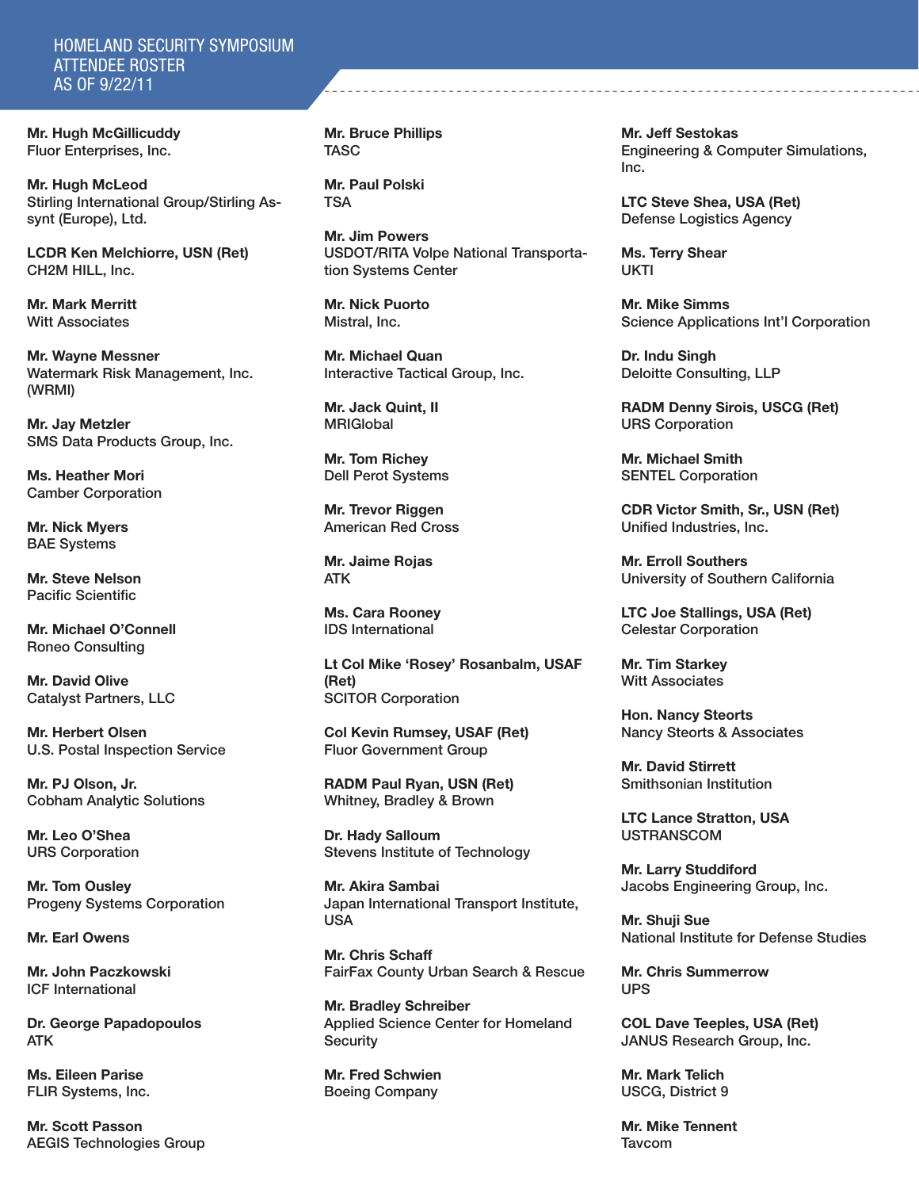HOMELAND SECURITY SYMPOSIUM
ATTENDEE ROSTER
AS OF 9/22/11

**Mr. Hugh McGillicuddy**
Fluor Enterprises, Inc.

**Mr. Hugh McLeod**
Stirling International Group/Stirling Assynt (Europe), Ltd.

**LCDR Ken Melchiorre, USN (Ret)**
CH2M HILL, Inc.

**Mr. Mark Merritt**
Witt Associates

**Mr. Wayne Messner**
Watermark Risk Management, Inc. (WRMI)

**Mr. Jay Metzler**
SMS Data Products Group, Inc.

**Ms. Heather Mori**
Camber Corporation

**Mr. Nick Myers**
BAE Systems

**Mr. Steve Nelson**
Pacific Scientific

**Mr. Michael O'Connell**
Roneo Consulting

**Mr. David Olive**
Catalyst Partners, LLC

**Mr. Herbert Olsen**
U.S. Postal Inspection Service

**Mr. PJ Olson, Jr.**
Cobham Analytic Solutions

**Mr. Leo O'Shea**
URS Corporation

**Mr. Tom Ousley**
Progeny Systems Corporation

**Mr. Earl Owens**

**Mr. John Paczkowski**
ICF International

**Dr. George Papadopoulos**
ATK

**Ms. Eileen Parise**
FLIR Systems, Inc.

**Mr. Scott Passon**
AEGIS Technologies Group

**Mr. Bruce Phillips**
TASC

**Mr. Paul Polski**
TSA

**Mr. Jim Powers**
USDOT/RITA Volpe National Transportation Systems Center

**Mr. Nick Puorto**
Mistral, Inc.

**Mr. Michael Quan**
Interactive Tactical Group, Inc.

**Mr. Jack Quint, II**
MRIGlobal

**Mr. Tom Richey**
Dell Perot Systems

**Mr. Trevor Riggen**
American Red Cross

**Mr. Jaime Rojas**
ATK

**Ms. Cara Rooney**
IDS International

**Lt Col Mike 'Rosey' Rosanbalm, USAF (Ret)**
SCITOR Corporation

**Col Kevin Rumsey, USAF (Ret)**
Fluor Government Group

**RADM Paul Ryan, USN (Ret)**
Whitney, Bradley & Brown

**Dr. Hady Salloum**
Stevens Institute of Technology

**Mr. Akira Sambai**
Japan International Transport Institute, USA

**Mr. Chris Schaff**
FairFax County Urban Search & Rescue

**Mr. Bradley Schreiber**
Applied Science Center for Homeland Security

**Mr. Fred Schwien**
Boeing Company

**Mr. Jeff Sestokas**
Engineering & Computer Simulations, Inc.

**LTC Steve Shea, USA (Ret)**
Defense Logistics Agency

**Ms. Terry Shear**
UKTI

**Mr. Mike Simms**
Science Applications Int'l Corporation

**Dr. Indu Singh**
Deloitte Consulting, LLP

**RADM Denny Sirois, USCG (Ret)**
URS Corporation

**Mr. Michael Smith**
SENTEL Corporation

**CDR Victor Smith, Sr., USN (Ret)**
Unified Industries, Inc.

**Mr. Erroll Southers**
University of Southern California

**LTC Joe Stallings, USA (Ret)**
Celestar Corporation

**Mr. Tim Starkey**
Witt Associates

**Hon. Nancy Steorts**
Nancy Steorts & Associates

**Mr. David Stirrett**
Smithsonian Institution

**LTC Lance Stratton, USA**
USTRANSCOM

**Mr. Larry Studdiford**
Jacobs Engineering Group, Inc.

**Mr. Shuji Sue**
National Institute for Defense Studies

**Mr. Chris Summerrow**
UPS

**COL Dave Teeples, USA (Ret)**
JANUS Research Group, Inc.

**Mr. Mark Telich**
USCG, District 9

**Mr. Mike Tennent**
Tavcom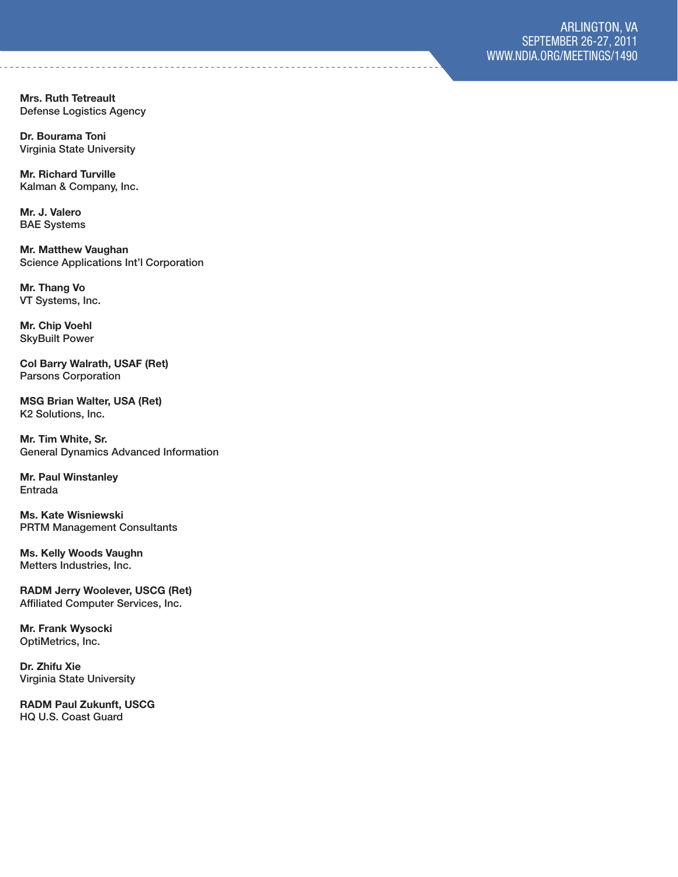**Mrs. Ruth Tetreault**
Defense Logistics Agency

**Dr. Bourama Toni**
Virginia State University

**Mr. Richard Turville**
Kalman & Company, Inc.

**Mr. J. Valero**
BAE Systems

**Mr. Matthew Vaughan**
Science Applications Int'l Corporation

**Mr. Thang Vo**
VT Systems, Inc.

**Mr. Chip Voehl**
SkyBuilt Power

**Col Barry Walrath, USAF (Ret)**
Parsons Corporation

**MSG Brian Walter, USA (Ret)**
K2 Solutions, Inc.

**Mr. Tim White, Sr.**
General Dynamics Advanced Information

**Mr. Paul Winstanley**
Entrada

**Ms. Kate Wisniewski**
PRTM Management Consultants

**Ms. Kelly Woods Vaughn**
Metters Industries, Inc.

**RADM Jerry Woolever, USCG (Ret)**
Affiliated Computer Services, Inc.

**Mr. Frank Wysocki**
OptiMetrics, Inc.

**Dr. Zhifu Xie**
Virginia State University

**RADM Paul Zukunft, USCG**
HQ U.S. Coast Guard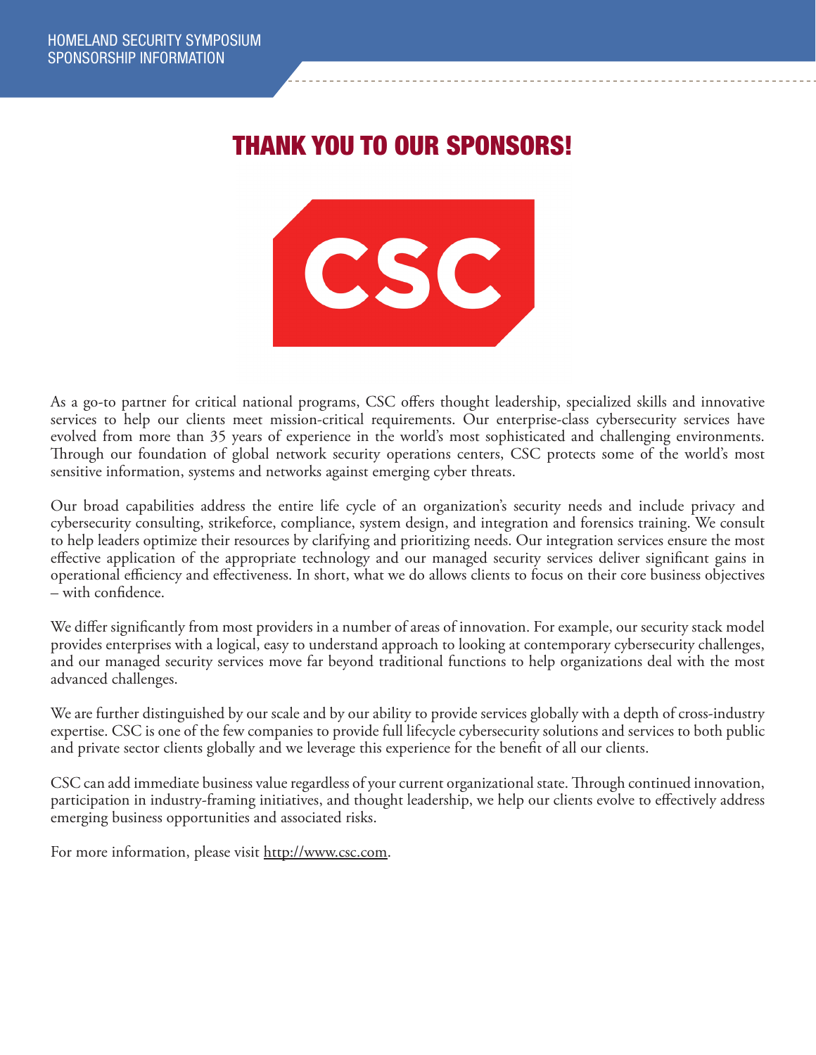# THANK YOU TO OUR SPONSORS!

CSC

As a go-to partner for critical national programs, CSC offers thought leadership, specialized skills and innovative services to help our clients meet mission-critical requirements. Our enterprise-class cybersecurity services have evolved from more than 35 years of experience in the world's most sophisticated and challenging environments. Through our foundation of global network security operations centers, CSC protects some of the world's most sensitive information, systems and networks against emerging cyber threats.

Our broad capabilities address the entire life cycle of an organization's security needs and include privacy and cybersecurity consulting, strikeforce, compliance, system design, and integration and forensics training. We consult to help leaders optimize their resources by clarifying and prioritizing needs. Our integration services ensure the most effective application of the appropriate technology and our managed security services deliver significant gains in operational efficiency and effectiveness. In short, what we do allows clients to focus on their core business objectives – with confidence.

We differ significantly from most providers in a number of areas of innovation. For example, our security stack model provides enterprises with a logical, easy to understand approach to looking at contemporary cybersecurity challenges, and our managed security services move far beyond traditional functions to help organizations deal with the most advanced challenges.

We are further distinguished by our scale and by our ability to provide services globally with a depth of cross-industry expertise. CSC is one of the few companies to provide full lifecycle cybersecurity solutions and services to both public and private sector clients globally and we leverage this experience for the benefit of all our clients.

CSC can add immediate business value regardless of your current organizational state. Through continued innovation, participation in industry-framing initiatives, and thought leadership, we help our clients evolve to effectively address emerging business opportunities and associated risks.

For more information, please visit http://www.csc.com.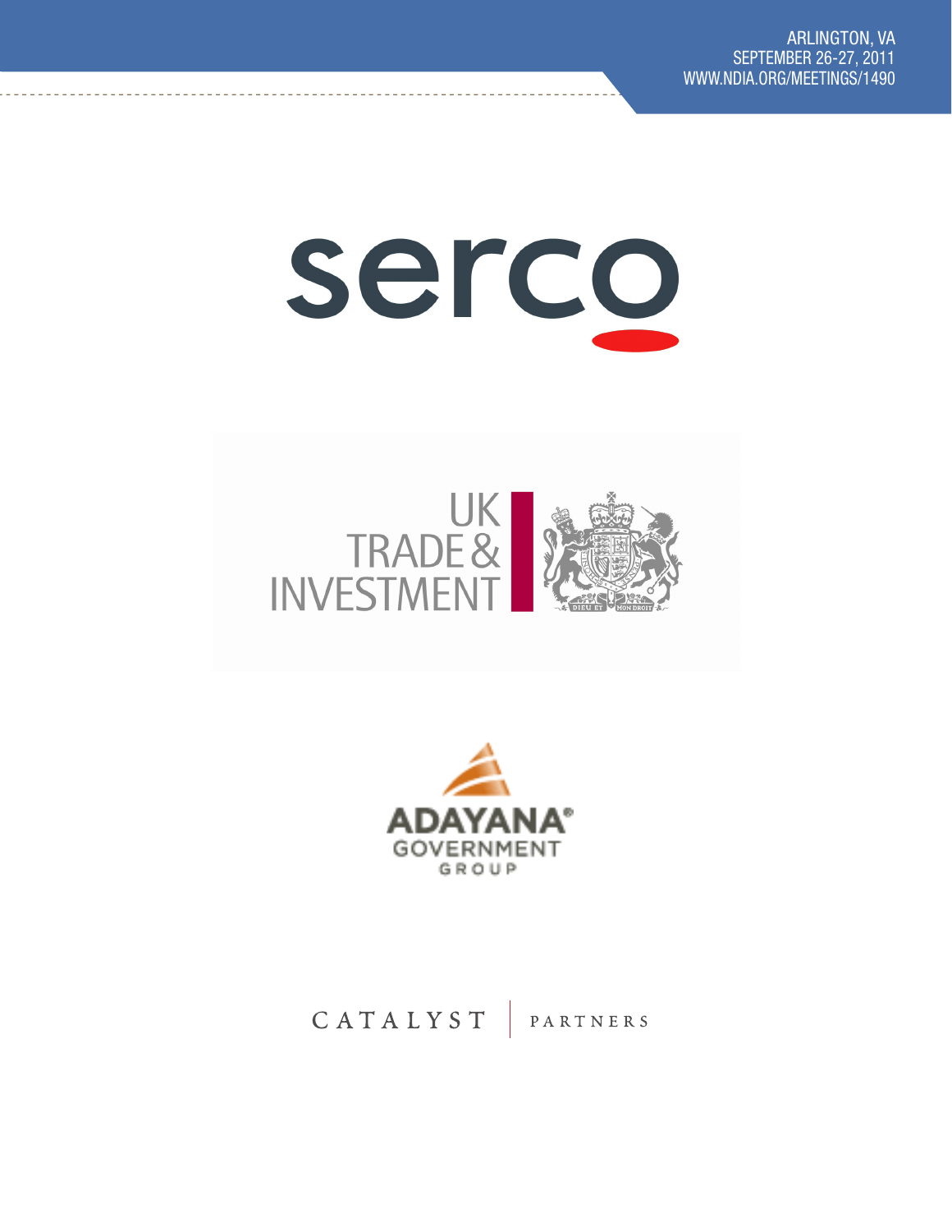serco

UK TRADE & INVESTMENT

DIEU ET MON DROIT

ADAYANA®
GOVERNMENT
GROUP

CATALYST | PARTNERS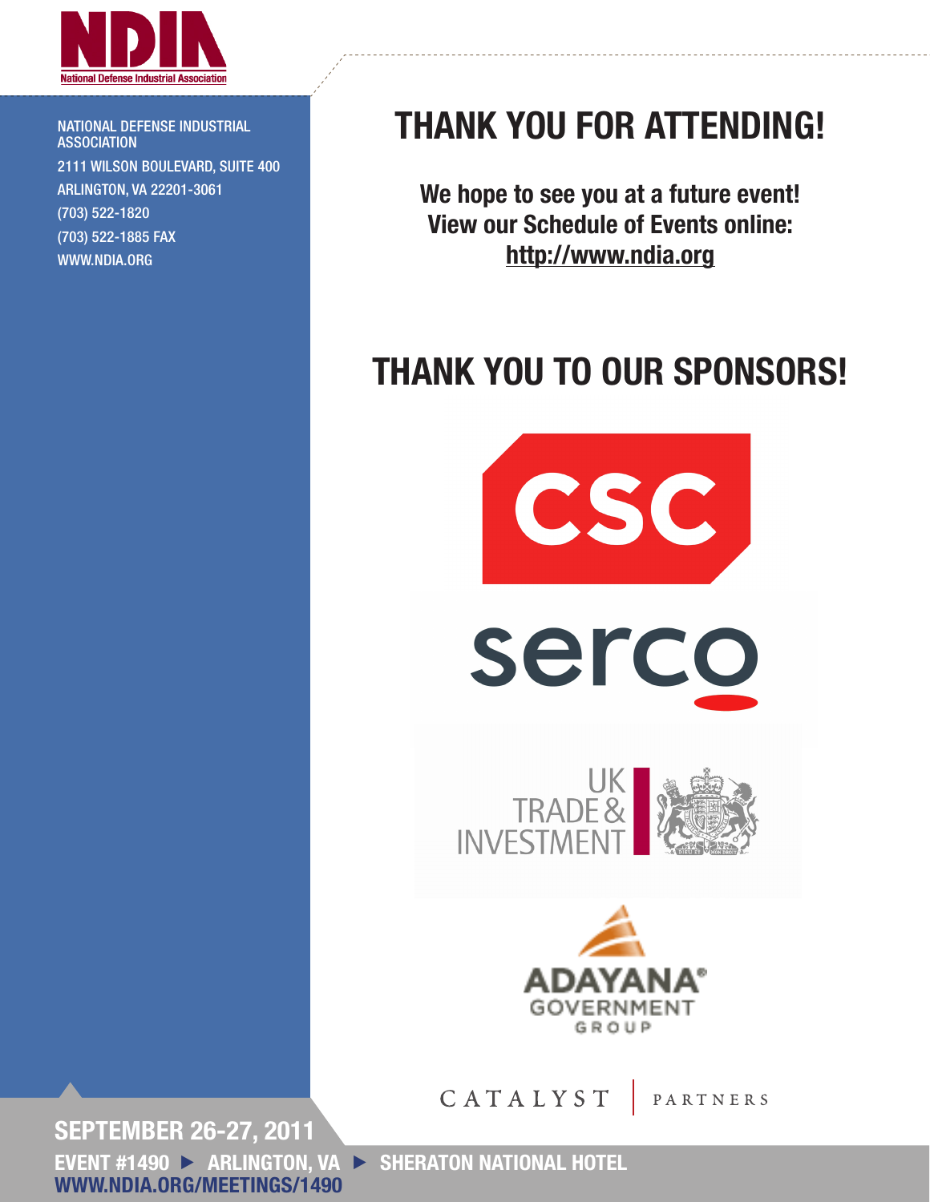NDIA

National Defense Industrial Association

NATIONAL DEFENSE INDUSTRIAL ASSOCIATION
2111 WILSON BOULEVARD, SUITE 400
ARLINGTON, VA 22201-3061
(703) 522-1820
(703) 522-1885 FAX
WWW.NDIA.ORG

# THANK YOU FOR ATTENDING!

**We hope to see you at a future event!**
**View our Schedule of Events online:**
**http://www.ndia.org**

# THANK YOU TO OUR SPONSORS!

CSC

serco

UK TRADE & INVESTMENT

ADAYANA® GOVERNMENT GROUP

CATALYST | PARTNERS

**SEPTEMBER 26-27, 2011**

**EVENT #1490 ▶ ARLINGTON, VA ▶ SHERATON NATIONAL HOTEL**
**WWW.NDIA.ORG/MEETINGS/1490**